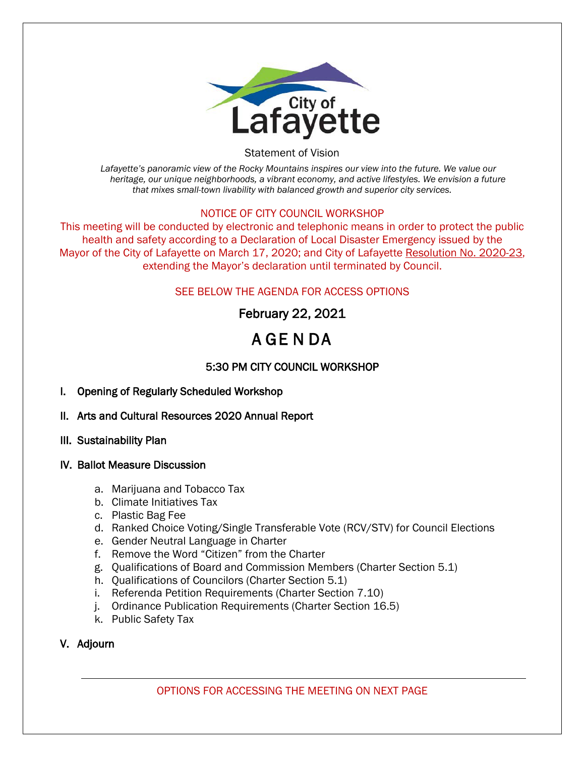City of Lafayette

Statement of Vision

*Lafayette's panoramic view of the Rocky Mountains inspires our view into the future. We value our heritage, our unique neighborhoods, a vibrant economy, and active lifestyles. We envision a future that mixes small-town livability with balanced growth and superior city services.*

NOTICE OF CITY COUNCIL WORKSHOP

This meeting will be conducted by electronic and telephonic means in order to protect the public health and safety according to a Declaration of Local Disaster Emergency issued by the Mayor of the City of Lafayette on March 17, 2020; and City of Lafayette Resolution No. 2020-23, extending the Mayor's declaration until terminated by Council.

SEE BELOW THE AGENDA FOR ACCESS OPTIONS

February 22, 2021

# AGENDA

## 5:30 PM CITY COUNCIL WORKSHOP

**I. Opening of Regularly Scheduled Workshop**

**II. Arts and Cultural Resources 2020 Annual Report**

**III. Sustainability Plan**

**IV. Ballot Measure Discussion**

a. Marijuana and Tobacco Tax
b. Climate Initiatives Tax
c. Plastic Bag Fee
d. Ranked Choice Voting/Single Transferable Vote (RCV/STV) for Council Elections
e. Gender Neutral Language in Charter
f. Remove the Word "Citizen" from the Charter
g. Qualifications of Board and Commission Members (Charter Section 5.1)
h. Qualifications of Councilors (Charter Section 5.1)
i. Referenda Petition Requirements (Charter Section 7.10)
j. Ordinance Publication Requirements (Charter Section 16.5)
k. Public Safety Tax

**V. Adjourn**

---

OPTIONS FOR ACCESSING THE MEETING ON NEXT PAGE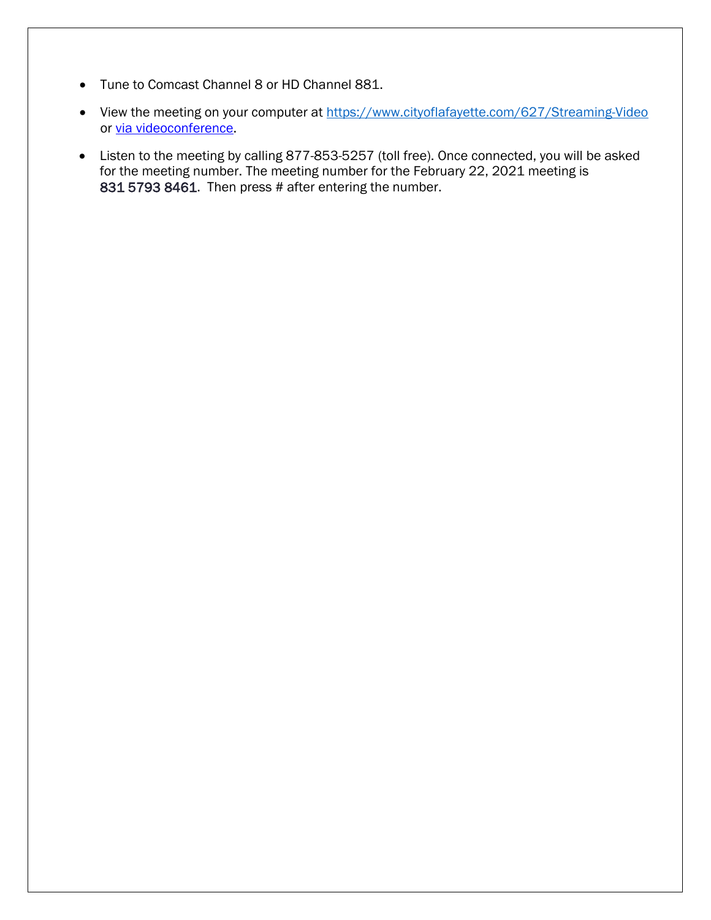- Tune to Comcast Channel 8 or HD Channel 881.
- View the meeting on your computer at https://www.cityoflafayette.com/627/Streaming-Video or via videoconference.
- Listen to the meeting by calling 877-853-5257 (toll free). Once connected, you will be asked for the meeting number. The meeting number for the February 22, 2021 meeting is 831 5793 8461. Then press # after entering the number.